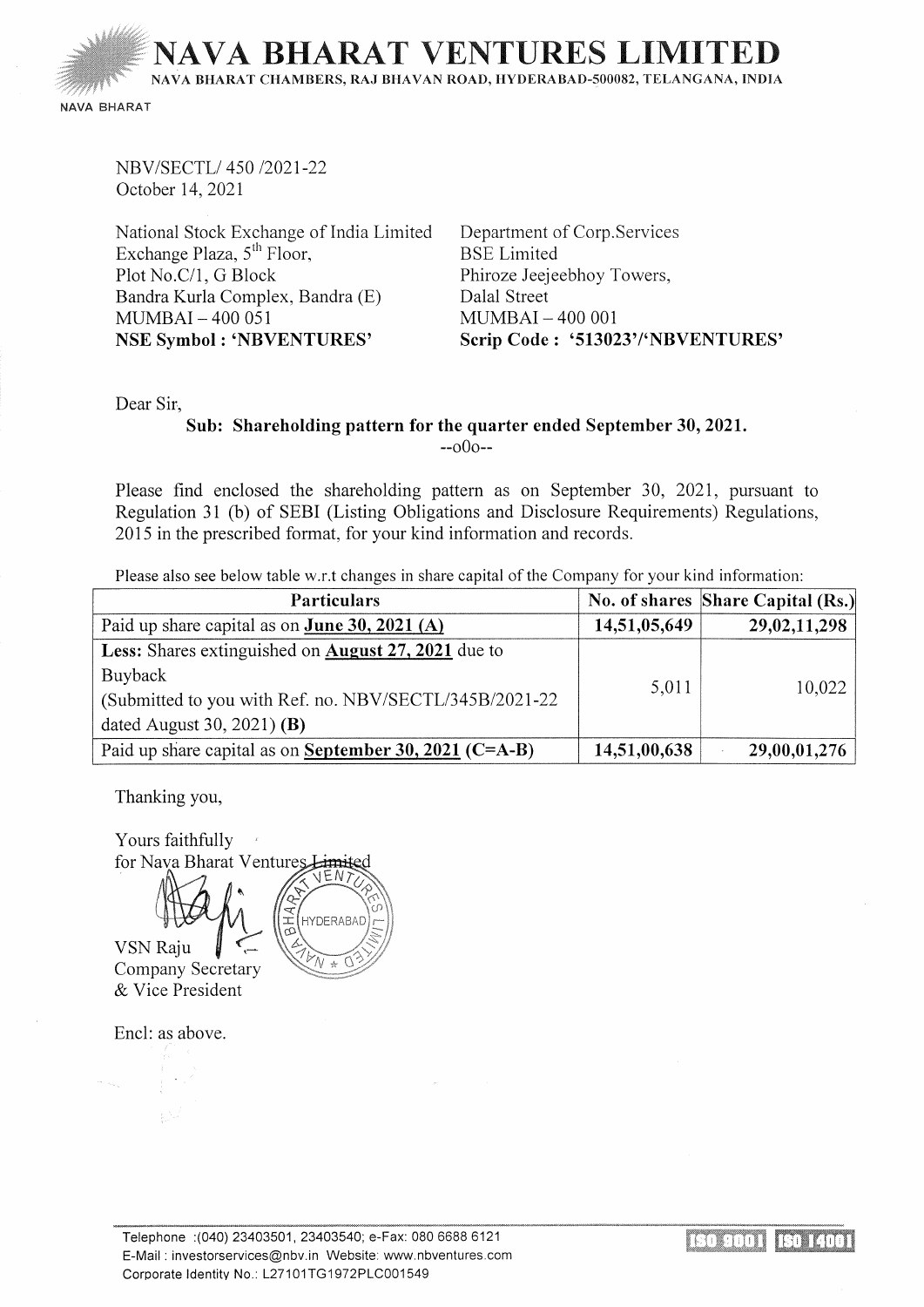# NAVA BHARAT VENTURES LIMITED

NAVA BHARAT CHAMBERS, RAJ BHAVAN ROAD, HYDERABAD-500082, TELANGANA, INDIA

NAVA BHARAT

NBV/SECTL/ 450 /2021-22
October 14, 2021

National Stock Exchange of India Limited
Exchange Plaza, 5th Floor,
Plot No.C/1, G Block
Bandra Kurla Complex, Bandra (E)
MUMBAI – 400 051
**NSE Symbol : 'NBVENTURES'**

Department of Corp.Services
BSE Limited
Phiroze Jeejeebhoy Towers,
Dalal Street
MUMBAI – 400 001
**Scrip Code : '513023'/'NBVENTURES'**

Dear Sir,

**Sub: Shareholding pattern for the quarter ended September 30, 2021.**

--oOo--

Please find enclosed the shareholding pattern as on September 30, 2021, pursuant to Regulation 31 (b) of SEBI (Listing Obligations and Disclosure Requirements) Regulations, 2015 in the prescribed format, for your kind information and records.

Please also see below table w.r.t changes in share capital of the Company for your kind information:

| Particulars | No. of shares | Share Capital (Rs.) |
|---|---|---|
| Paid up share capital as on **June 30, 2021 (A)** | **14,51,05,649** | **29,02,11,298** |
| **Less:** Shares extinguished on **August 27, 2021** due to Buyback (Submitted to you with Ref. no. NBV/SECTL/345B/2021-22 dated August 30, 2021) **(B)** | 5,011 | 10,022 |
| Paid up share capital as on **September 30, 2021 (C=A-B)** | **14,51,00,638** | **29,00,01,276** |

Thanking you,

Yours faithfully
for Nava Bharat Ventures Limited

VSN Raju
Company Secretary
& Vice President

Encl: as above.

Telephone :(040) 23403501, 23403540; e-Fax: 080 6688 6121
E-Mail : investorservices@nbv.in Website: www.nbventures.com
Corporate Identity No.: L27101TG1972PLC001549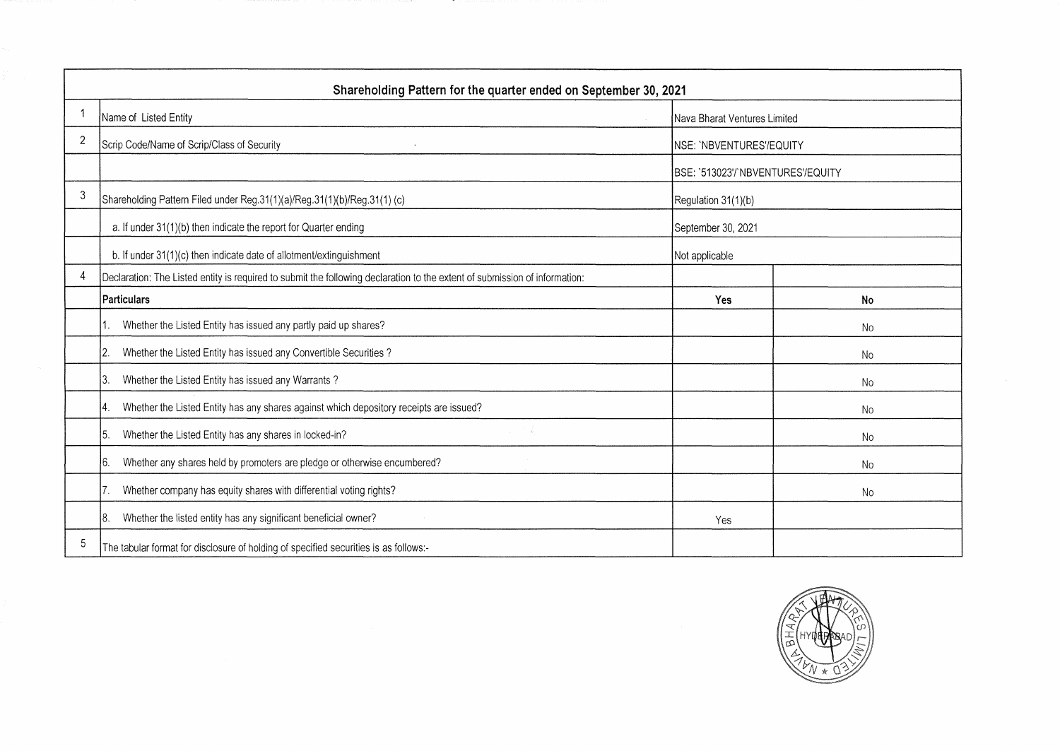| | Shareholding Pattern for the quarter ended on September 30, 2021 | | |
|---|---|---|---|
| 1 | Name of Listed Entity | Nava Bharat Ventures Limited | |
| 2 | Scrip Code/Name of Scrip/Class of Security | NSE: `NBVENTURES'/EQUITY | |
| | | BSE: `513023'/`NBVENTURES'/EQUITY | |
| 3 | Shareholding Pattern Filed under Reg.31(1)(a)/Reg.31(1)(b)/Reg.31(1) (c) | Regulation 31(1)(b) | |
| | a. If under 31(1)(b) then indicate the report for Quarter ending | September 30, 2021 | |
| | b. If under 31(1)(c) then indicate date of allotment/extinguishment | Not applicable | |
| 4 | Declaration: The Listed entity is required to submit the following declaration to the extent of submission of information: | | |
| | **Particulars** | **Yes** | **No** |
| | 1. Whether the Listed Entity has issued any partly paid up shares? | | No |
| | 2. Whether the Listed Entity has issued any Convertible Securities ? | | No |
| | 3. Whether the Listed Entity has issued any Warrants ? | | No |
| | 4. Whether the Listed Entity has any shares against which depository receipts are issued? | | No |
| | 5. Whether the Listed Entity has any shares in locked-in? | | No |
| | 6. Whether any shares held by promoters are pledge or otherwise encumbered? | | No |
| | 7. Whether company has equity shares with differential voting rights? | | No |
| | 8. Whether the listed entity has any significant beneficial owner? | Yes | |
| 5 | The tabular format for disclosure of holding of specified securities is as follows:- | | |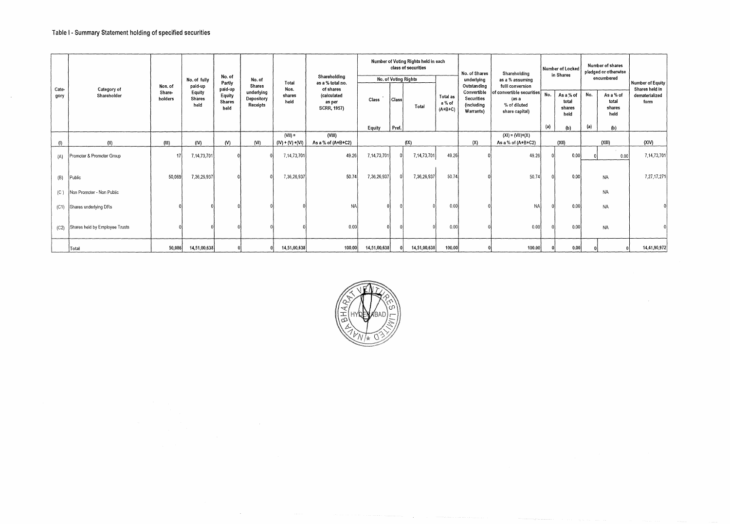## Table I - Summary Statement holding of specified securities

| Category | Category of Shareholder | Nos. of Share-holders | No. of fully paid-up Equity Shares held | No. of Partly paid-up Equity Shares held | No. of Shares underlying Depository Receipts | Total Nos. shares held | Shareholding as a % total no. of shares (calculated as per SCRR, 1957) | Number of Voting Rights held in each class of securities | | | | No. of Shares underlying Outstanding Convertible Securities (including Warrants) | Shareholding as a % assuming fulll conversion of convertible securities (as a % of diluted share capital) | Number of Locked in Shares | | Number of shares pledged or otherwise encumbered | | Number of Equity Shares held in dematerialized form |
|---|---|---|---|---|---|---|---|---|---|---|---|---|---|---|---|---|---|---|
| | | | | | | | | No. of Voting Rights | | | Total as a % of (A+B+C) | | | No. (a) | As a % of total shares held (b) | No. (a) | As a % of total shares held (b) | |
| | | | | | | | | Class Equity | Class Pref. | Total | | | | | | | | |
| (I) | (II) | (III) | (IV) | (V) | (VI) | (VII) = (IV) + (V) +(VI) | (VIII) As a % of (A+B+C2) | (IX) | | | | (X) | (XI) = (VII)+(X) As a % of (A+B+C2) | (XII) | | (XIII) | | (XIV) |
| (A) | Promoter & Promoter Group | 17 | 7,14,73,701 | 0 | 0 | 7,14,73,701 | 49.26 | 7,14,73,701 | 0 | 7,14,73,701 | 49.26 | 0 | 49.26 | 0 | 0.00 | 0 | 0.00 | 7,14,73,701 |
| (B) | Public | 50,069 | 7,36,26,937 | 0 | 0 | 7,36,26,937 | 50.74 | 7,36,26,937 | 0 | 7,36,26,937 | 50.74 | 0 | 50.74 | 0 | 0.00 | NA | | 7,27,17,271 |
| (C) | Non Promoter - Non Public | | | | | | | | | | | | | | | NA | | |
| (C1) | Shares underlying DRs | 0 | 0 | 0 | 0 | 0 | NA | 0 | 0 | 0 | 0.00 | 0 | NA | 0 | 0.00 | NA | | 0 |
| (C2) | Shares held by Employee Trusts | 0 | 0 | 0 | 0 | 0 | 0.00 | 0 | 0 | 0 | 0.00 | 0 | 0.00 | 0 | 0.00 | NA | | 0 |
| | Total | 50,086 | 14,51,00,638 | 0 | 0 | 14,51,00,638 | 100.00 | 14,51,00,638 | 0 | 14,51,00,638 | 100.00 | 0 | 100.00 | 0 | 0.00 | 0 | 0 | 14,41,90,972 |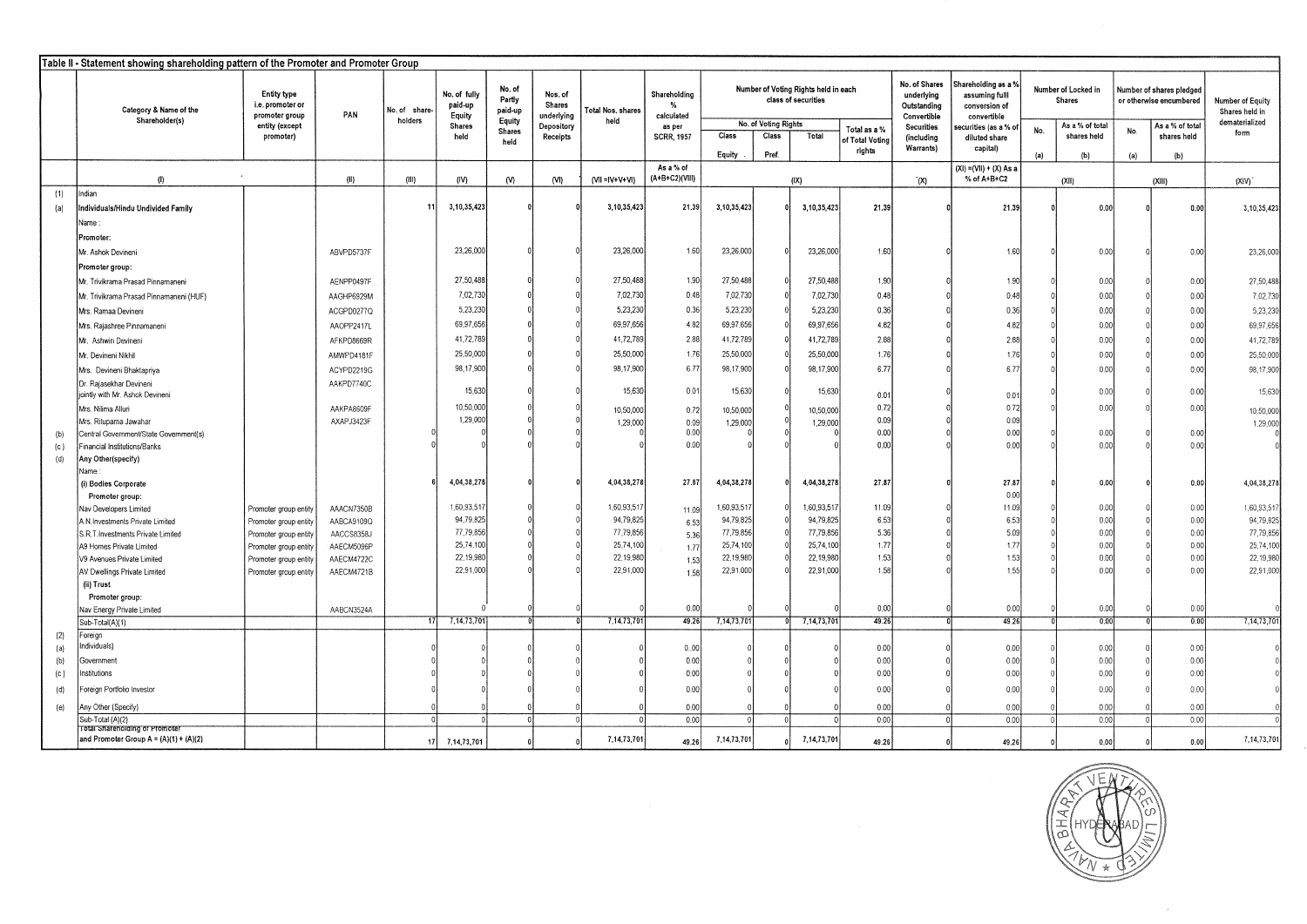## Table II - Statement showing shareholding pattern of the Promoter and Promoter Group

| | Category & Name of the Shareholder(s) | Entity type i.e. promoter or promoter group entity (except promoter) | PAN | No. of share-holders | No. of fully paid-up Equity Shares held | No. of Partly paid-up Equity Shares held | Nos. of Shares underlying Depository Receipts | Total Nos. shares held | Shareholding % calculated as per SCRR, 1957 | Number of Voting Rights held in each class of securities | | | | No. of Shares underlying Outstanding Convertible Securities (including Warrants) | Shareholding as a % assuming full conversion of convertible securities (as a % of diluted share capital) | Number of Locked in Shares | | Number of shares pledged or otherwise encumbered | | Number of Equity Shares held in dematerialized form |
|---|---|---|---|---|---|---|---|---|---|---|---|---|---|---|---|---|---|---|---|---|
| | | | | | | | | | | No. of Voting Rights | | | Total as a % of Total Voting rights | | | No. (a) | As a % of total shares held (b) | No. (a) | As a % of total shares held (b) | |
| | | | | | | | | | | Class Equity | Class Pref. | Total | | | | | | | | |
| | (I) | | (II) | (III) | (IV) | (V) | (VI) | (VII =IV+V+VI) | As a % of (A+B+C2)(VIII) | (IX) | | | | (X) | (XI) =(VII) + (X) As a % of A+B+C2 | (XII) | | (XIII) | | (XIV) |
| (1) | Indian | | | | | | | | | | | | | | | | | | | |
| (a) | **Individuals/Hindu Undivided Family** | | | 11 | 3,10,35,423 | 0 | 0 | 3,10,35,423 | 21.39 | 3,10,35,423 | 0 | 3,10,35,423 | 21.39 | 0 | 21.39 | 0 | 0.00 | 0 | 0.00 | 3,10,35,423 |
| | Name : | | | | | | | | | | | | | | | | | | | |
| | **Promoter:** | | | | | | | | | | | | | | | | | | | |
| | Mr. Ashok Devineni | | ABVPD5737F | | 23,26,000 | 0 | 0 | 23,26,000 | 1.60 | 23,26,000 | 0 | 23,26,000 | 1.60 | 0 | 1.60 | 0 | 0.00 | 0 | 0.00 | 23,26,000 |
| | **Promoter group:** | | | | | | | | | | | | | | | | | | | |
| | Mr. Trivikrama Prasad Pinnamaneni | | AENPP0497F | | 27,50,488 | 0 | 0 | 27,50,488 | 1.90 | 27,50,488 | 0 | 27,50,488 | 1.90 | 0 | 1.90 | 0 | 0.00 | 0 | 0.00 | 27,50,488 |
| | Mr. Trivikrama Prasad Pinnamaneni (HUF) | | AAGHP6929M | | 7,02,730 | 0 | 0 | 7,02,730 | 0.48 | 7,02,730 | 0 | 7,02,730 | 0.48 | 0 | 0.48 | 0 | 0.00 | 0 | 0.00 | 7,02,730 |
| | Mrs. Ramaa Devineni | | ACGPD0277Q | | 5,23,230 | 0 | 0 | 5,23,230 | 0.36 | 5,23,230 | 0 | 5,23,230 | 0.36 | 0 | 0.36 | 0 | 0.00 | 0 | 0.00 | 5,23,230 |
| | Mrs. Rajashree Pinnamaneni | | AAOPP2417L | | 69,97,656 | 0 | 0 | 69,97,656 | 4.82 | 69,97,656 | 0 | 69,97,656 | 4.82 | 0 | 4.82 | 0 | 0.00 | 0 | 0.00 | 69,97,656 |
| | Mr. Ashwin Devineni | | AFKPD8669R | | 41,72,789 | 0 | 0 | 41,72,789 | 2.88 | 41,72,789 | 0 | 41,72,789 | 2.88 | 0 | 2.88 | 0 | 0.00 | 0 | 0.00 | 41,72,789 |
| | Mr. Devineni Nikhil | | AMWPD4181F | | 25,50,000 | 0 | 0 | 25,50,000 | 1.76 | 25,50,000 | 0 | 25,50,000 | 1.76 | 0 | 1.76 | 0 | 0.00 | 0 | 0.00 | 25,50,000 |
| | Mrs. Devineni Bhaktapriya | | ACYPD2219G | | 98,17,900 | 0 | 0 | 98,17,900 | 6.77 | 98,17,900 | 0 | 98,17,900 | 6.77 | 0 | 6.77 | 0 | 0.00 | 0 | 0.00 | 98,17,900 |
| | Dr. Rajasekhar Devineni jointly with Mr. Ashok Devineni | | AAKPD7740C | | 15,630 | 0 | 0 | 15,630 | 0.01 | 15,630 | 0 | 15,630 | 0.01 | 0 | 0.01 | 0 | 0.00 | 0 | 0.00 | 15,630 |
| | Mrs. Nilima Alluri | | AAKPA8609F | | 10,50,000 | 0 | 0 | 10,50,000 | 0.72 | 10,50,000 | 0 | 10,50,000 | 0.72 | 0 | 0.72 | 0 | 0.00 | 0 | 0.00 | 10,50,000 |
| | Mrs. Rituparna Jawahar | | AXAPJ3423F | | 1,29,000 | | | 1,29,000 | 0.09 | 1,29,000 | | 1,29,000 | 0.09 | | 0.09 | | | | | 1,29,000 |
| (b) | Central Government/State Government(s) | | | 0 | 0 | 0 | 0 | 0 | 0.00 | 0 | 0 | 0 | 0.00 | 0 | 0.00 | 0 | 0.00 | 0 | 0.00 | 0 |
| (c) | Financial Institutions/Banks | | | 0 | 0 | 0 | 0 | 0 | 0.00 | 0 | 0 | 0 | 0.00 | 0 | 0.00 | 0 | 0.00 | 0 | 0.00 | 0 |
| (d) | **Any Other(specify)** | | | | | | | | | | | | | | | | | | | |
| | Name : | | | | | | | | | | | | | | | | | | | |
| | **(i) Bodies Corporate** | | | 6 | 4,04,38,278 | 0 | 0 | 4,04,38,278 | 27.87 | 4,04,38,278 | 0 | 4,04,38,278 | 27.87 | 0 | 27.87 | 0 | 0.00 | 0 | 0.00 | 4,04,38,278 |
| | **Promoter group:** | | | | | | | | | | | | | | 0.00 | | | | | |
| | Nav Developers Limited | Promoter group entity | AAACN7350B | | 1,60,93,517 | 0 | 0 | 1,60,93,517 | 11.09 | 1,60,93,517 | 0 | 1,60,93,517 | 11.09 | 0 | 11.09 | 0 | 0.00 | 0 | 0.00 | 1,60,93,517 |
| | A.N.Investments Private Limited | Promoter group entity | AABCA9109Q | | 94,79,825 | 0 | 0 | 94,79,825 | 6.53 | 94,79,825 | 0 | 94,79,825 | 6.53 | 0 | 6.53 | 0 | 0.00 | 0 | 0.00 | 94,79,825 |
| | S.R.T.Investments Private Limited | Promoter group entity | AACCS8358J | | 77,79,856 | 0 | 0 | 77,79,856 | 5.36 | 77,79,856 | 0 | 77,79,856 | 5.36 | 0 | 5.09 | 0 | 0.00 | 0 | 0.00 | 77,79,856 |
| | A9 Homes Private Limited | Promoter group entity | AAECM5096P | | 25,74,100 | 0 | 0 | 25,74,100 | 1.77 | 25,74,100 | 0 | 25,74,100 | 1.77 | 0 | 1.77 | 0 | 0.00 | 0 | 0.00 | 25,74,100 |
| | V9 Avenues Private Limited | Promoter group entity | AAECM4722C | | 22,19,980 | 0 | 0 | 22,19,980 | 1.53 | 22,19,980 | 0 | 22,19,980 | 1.53 | 0 | 1.53 | 0 | 0.00 | 0 | 0.00 | 22,19,980 |
| | AV Dwellings Private Limited | Promoter group entity | AAECM4721B | | 22,91,000 | 0 | 0 | 22,91,000 | 1.58 | 22,91,000 | 0 | 22,91,000 | 1.58 | 0 | 1.55 | 0 | 0.00 | 0 | 0.00 | 22,91,000 |
| | **(ii) Trust** | | | | | | | | | | | | | | | | | | | |
| | **Promoter group:** | | | | | | | | | | | | | | | | | | | |
| | Nav Energy Private Limited | | AABCN3524A | | 0 | 0 | 0 | 0 | 0.00 | 0 | 0 | 0 | 0.00 | 0 | 0.00 | 0 | 0.00 | 0 | 0.00 | 0 |
| | Sub-Total(A)(1) | | | 17 | 7,14,73,701 | 0 | 0 | 7,14,73,701 | 49.26 | 7,14,73,701 | 0 | 7,14,73,701 | 49.26 | 0 | 49.26 | 0 | 0.00 | 0 | 0.00 | 7,14,73,701 |
| (2) | Foreign | | | | | | | | | | | | | | | | | | | |
| (a) | Individuals) | | | 0 | 0 | 0 | 0 | 0 | 0..00 | 0 | 0 | 0 | 0.00 | 0 | 0.00 | 0 | 0.00 | 0 | 0.00 | 0 |
| (b) | Government | | | 0 | 0 | 0 | 0 | 0 | 0.00 | 0 | 0 | 0 | 0.00 | 0 | 0.00 | 0 | 0.00 | 0 | 0.00 | 0 |
| (c) | Institutions | | | 0 | 0 | 0 | 0 | 0 | 0.00 | 0 | 0 | 0 | 0.00 | 0 | 0.00 | 0 | 0.00 | 0 | 0.00 | 0 |
| (d) | Foreign Portfolio Investor | | | 0 | 0 | 0 | 0 | 0 | 0.00 | 0 | 0 | 0 | 0.00 | 0 | 0.00 | 0 | 0.00 | 0 | 0.00 | 0 |
| (e) | Any Other (Specify) | | | 0 | 0 | 0 | 0 | 0 | 0.00 | 0 | 0 | 0 | 0.00 | 0 | 0.00 | 0 | 0.00 | 0 | 0.00 | 0 |
| | Sub-Total (A)(2) | | | 0 | 0 | 0 | 0 | 0 | 0.00 | 0 | 0 | 0 | 0.00 | 0 | 0.00 | 0 | 0.00 | 0 | 0.00 | 0 |
| | Total Shareholding of Promoter and Promoter Group A = (A)(1) + (A)(2) | | | 17 | 7,14,73,701 | 0 | 0 | 7,14,73,701 | 49.26 | 7,14,73,701 | 0 | 7,14,73,701 | 49.26 | 0 | 49.26 | 0 | 0.00 | 0 | 0.00 | 7,14,73,701 |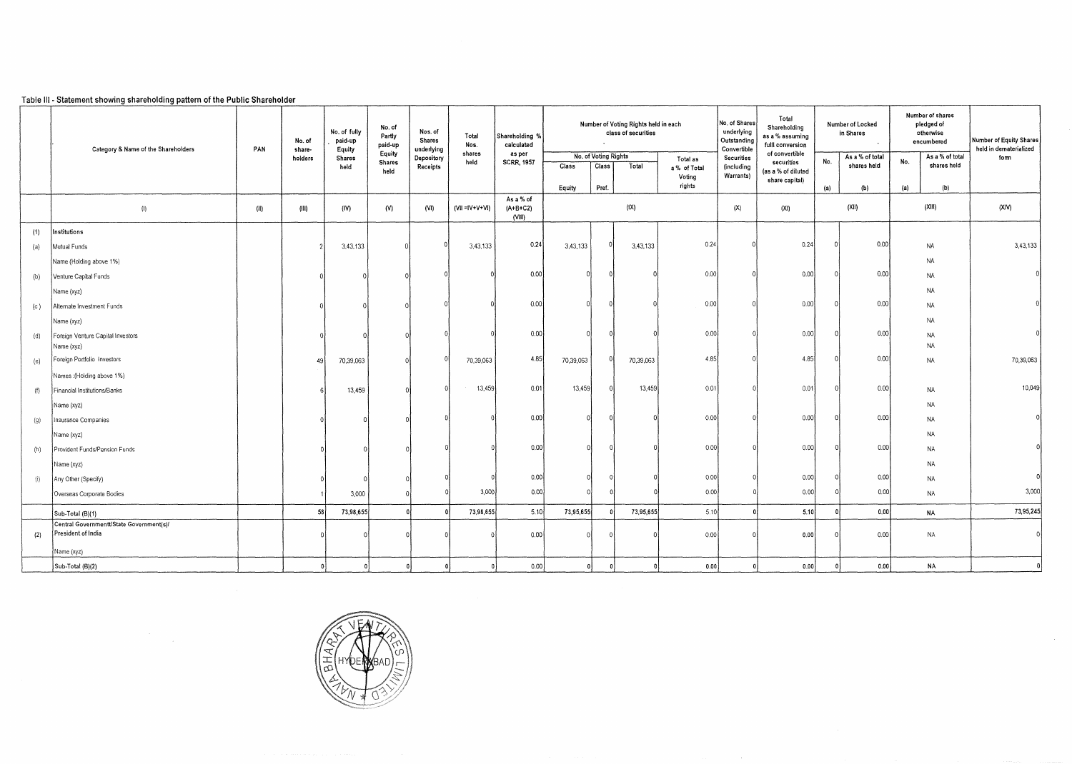## Table III - Statement showing shareholding pattern of the Public Shareholder

| | Category & Name of the Shareholders | PAN | No. of share-holders | No. of fully paid-up Equity Shares held | No. of Partly paid-up Equity Shares held | Nos. of Shares underlying Depository Receipts | Total Nos. shares held | Shareholding % calculated as per SCRR, 1957 | Number of Voting Rights held in each class of securities | | | | No. of Shares underlying Outstanding Convertible Securities (including Warrants) | Total Shareholding as a % assuming full conversion of convertible securities (as a % of diluted share capital) | Number of Locked in Shares | | Number of shares pledged of otherwise encumbered | | Number of Equity Shares held in dematerialized form |
|---|---|---|---|---|---|---|---|---|---|---|---|---|---|---|---|---|---|---|---|
| | | | | | | | | | No. of Voting Rights | | | Total as a % of Total Voting rights | | | No. | As a % of total shares held | No. | As a % of total shares held | |
| | | | | | | | | | Class Equity | Class Pref. | Total | | | | (a) | (b) | (a) | (b) | |
| | (I) | (II) | (III) | (IV) | (V) | (VI) | (VII =IV+V+VI) | As a % of (A+B+C2) (VIII) | (IX) | | | | (X) | (XI) | (XII) | | (XIII) | | (XIV) |
| (1) | Institutions | | | | | | | | | | | | | | | | | | |
| (a) | Mutual Funds | | 2 | 3,43,133 | 0 | 0 | 3,43,133 | 0.24 | 3,43,133 | 0 | 3,43,133 | 0.24 | 0 | 0.24 | 0 | 0.00 | | NA | 3,43,133 |
| | Name (Holding above 1%) | | | | | | | | | | | | | | | | | NA | |
| (b) | Venture Capital Funds | | 0 | 0 | 0 | 0 | 0 | 0.00 | 0 | 0 | 0 | 0.00 | 0 | 0.00 | 0 | 0.00 | | NA | 0 |
| | Name (xyz) | | | | | | | | | | | | | | | | | NA | |
| (c ) | Alternate Investment Funds | | 0 | 0 | 0 | 0 | 0 | 0.00 | 0 | 0 | 0 | 0.00 | 0 | 0.00 | 0 | 0.00 | | NA | 0 |
| | Name (xyz) | | | | | | | | | | | | | | | | | NA | |
| (d) | Foreign Venture Capital Investors | | 0 | 0 | 0 | 0 | 0 | 0.00 | 0 | 0 | 0 | 0.00 | 0 | 0.00 | 0 | 0.00 | | NA | 0 |
| | Name (xyz) | | | | | | | | | | | | | | | | | NA | |
| (e) | Foreign Portfolio Investors | | 49 | 70,39,063 | 0 | 0 | 70,39,063 | 4.85 | 70,39,063 | 0 | 70,39,063 | 4.85 | 0 | 4.85 | 0 | 0.00 | | NA | 70,39,063 |
| | Names :(Holding above 1%) | | | | | | | | | | | | | | | | | | |
| (f) | Financial Institutions/Banks | | 6 | 13,459 | 0 | 0 | 13,459 | 0.01 | 13,459 | 0 | 13,459 | 0.01 | 0 | 0.01 | 0 | 0.00 | | NA | 10,049 |
| | Name (xyz) | | | | | | | | | | | | | | | | | NA | |
| (g) | Insurance Companies | | 0 | 0 | 0 | 0 | 0 | 0.00 | 0 | 0 | 0 | 0.00 | 0 | 0.00 | 0 | 0.00 | | NA | 0 |
| | Name (xyz) | | | | | | | | | | | | | | | | | NA | |
| (h) | Provident Funds/Pension Funds | | 0 | 0 | 0 | 0 | 0 | 0.00 | 0 | 0 | 0 | 0.00 | 0 | 0.00 | 0 | 0.00 | | NA | 0 |
| | Name (xyz) | | | | | | | | | | | | | | | | | NA | |
| (i) | Any Other (Specify) | | 0 | 0 | 0 | 0 | 0 | 0.00 | 0 | 0 | 0 | 0.00 | 0 | 0.00 | 0 | 0.00 | | NA | 0 |
| | Overseas Corporate Bodies | | 1 | 3,000 | 0 | 0 | 3,000 | 0.00 | 0 | 0 | 0 | 0.00 | 0 | 0.00 | 0 | 0.00 | | NA | 3,000 |
| | Sub-Total (B)(1) | | 58 | 73,98,655 | 0 | 0 | 73,98,655 | 5.10 | 73,95,655 | 0 | 73,95,655 | 5.10 | 0 | 5.10 | 0 | 0.00 | | NA | 73,95,245 |
| (2) | Central Government/State Government(s)/ President of India | | 0 | 0 | 0 | 0 | 0 | 0.00 | 0 | 0 | 0 | 0.00 | 0 | 0.00 | 0 | 0.00 | | NA | 0 |
| | Name (xyz) | | | | | | | | | | | | | | | | | | |
| | Sub-Total (B)(2) | | 0 | 0 | 0 | 0 | 0 | 0.00 | 0 | 0 | 0 | 0.00 | 0 | 0.00 | 0 | 0.00 | | NA | 0 |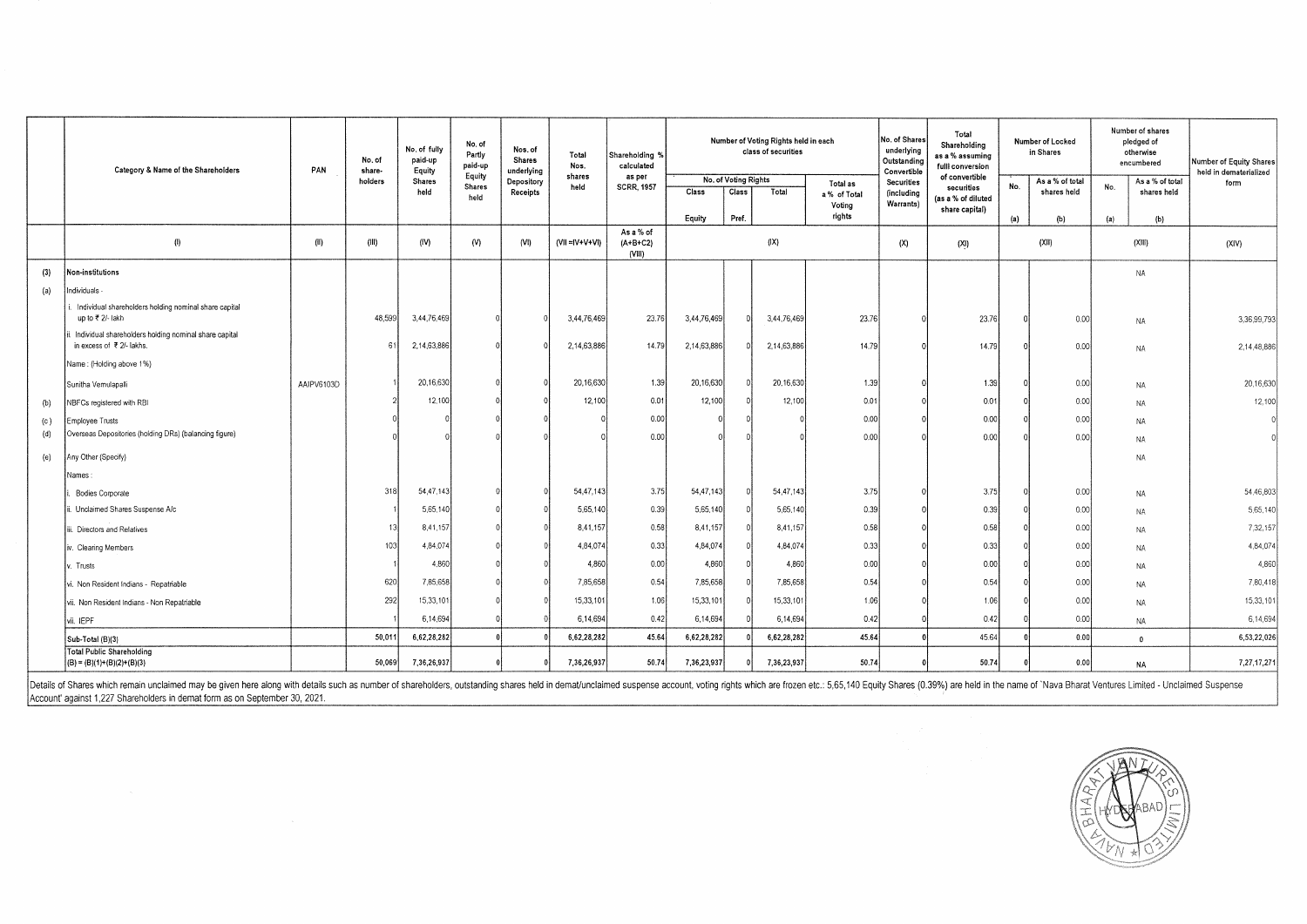| | Category & Name of the Shareholders | PAN | No. of share-holders | No. of fully paid-up Equity Shares held | No. of Partly paid-up Equity Shares held | Nos. of Shares underlying Depository Receipts | Total Nos. shares held | Shareholding % calculated as per SCRR, 1957 | Number of Voting Rights held in each class of securities | | | | No. of Shares underlying Outstanding Convertible Securities (including Warrants) | Total Shareholding as a % assuming fulll conversion of convertible securities (as a % of diluted share capital) | Number of Locked in Shares | | Number of shares pledged of otherwise encumbered | | Number of Equity Shares held in dematerialized form |
|---|---|---|---|---|---|---|---|---|---|---|---|---|---|---|---|---|---|---|---|
| | | | | | | | | | No. of Voting Rights | | | Total as a % of Total Voting rights | | | No. | As a % of total shares held | No. | As a % of total shares held | |
| | | | | | | | | | Class Equity | Class Pref. | Total | | | | (a) | (b) | (a) | (b) | |
| | (I) | (II) | (III) | (IV) | (V) | (VI) | (VII =IV+V+VI) | As a % of (A+B+C2) (VIII) | (IX) | | | | (X) | (XI) | (XII) | | (XIII) | | (XIV) |
| (3) | Non-institutions | | | | | | | | | | | | | | | | NA | | |
| (a) | Individuals - | | | | | | | | | | | | | | | | | | |
| | i. Individual shareholders holding nominal share capital up to ₹ 2/- lakh | | 48,599 | 3,44,76,469 | 0 | 0 | 3,44,76,469 | 23.76 | 3,44,76,469 | 0 | 3,44,76,469 | 23.76 | 0 | 23.76 | 0 | 0.00 | NA | | 3,36,99,793 |
| | ii. Individual shareholders holding nominal share capital in excess of ₹ 2/- lakhs. | | 61 | 2,14,63,886 | 0 | 0 | 2,14,63,886 | 14.79 | 2,14,63,886 | 0 | 2,14,63,886 | 14.79 | 0 | 14.79 | 0 | 0.00 | NA | | 2,14,48,886 |
| | Name : (Holding above 1%) | | | | | | | | | | | | | | | | | | |
| | Sunitha Vemulapalli | AAIPV6103D | 1 | 20,16,630 | 0 | 0 | 20,16,630 | 1.39 | 20,16,630 | 0 | 20,16,630 | 1.39 | 0 | 1.39 | 0 | 0.00 | NA | | 20,16,630 |
| (b) | NBFCs registered with RBI | | 2 | 12,100 | 0 | 0 | 12,100 | 0.01 | 12,100 | 0 | 12,100 | 0.01 | 0 | 0.01 | 0 | 0.00 | NA | | 12,100 |
| (c) | Employee Trusts | | 0 | 0 | 0 | 0 | 0 | 0.00 | 0 | 0 | 0 | 0.00 | 0 | 0.00 | 0 | 0.00 | NA | | 0 |
| (d) | Overseas Depositories (holding DRs) (balancing figure) | | 0 | 0 | 0 | 0 | 0 | 0.00 | 0 | 0 | 0 | 0.00 | 0 | 0.00 | 0 | 0.00 | NA | | 0 |
| (e) | Any Other (Specify) | | | | | | | | | | | | | | | | NA | | |
| | Names : | | | | | | | | | | | | | | | | | | |
| | i. Bodies Corporate | | 318 | 54,47,143 | 0 | 0 | 54,47,143 | 3.75 | 54,47,143 | 0 | 54,47,143 | 3.75 | 0 | 3.75 | 0 | 0.00 | NA | | 54,46,803 |
| | ii. Unclaimed Shares Suspense A/c | | 1 | 5,65,140 | 0 | 0 | 5,65,140 | 0.39 | 5,65,140 | 0 | 5,65,140 | 0.39 | 0 | 0.39 | 0 | 0.00 | NA | | 5,65,140 |
| | iii. Directors and Relatives | | 13 | 8,41,157 | 0 | 0 | 8,41,157 | 0.58 | 8,41,157 | 0 | 8,41,157 | 0.58 | 0 | 0.58 | 0 | 0.00 | NA | | 7,32,157 |
| | iv. Clearing Members | | 103 | 4,84,074 | 0 | 0 | 4,84,074 | 0.33 | 4,84,074 | 0 | 4,84,074 | 0.33 | 0 | 0.33 | 0 | 0.00 | NA | | 4,84,074 |
| | v. Trusts | | 1 | 4,860 | 0 | 0 | 4,860 | 0.00 | 4,860 | 0 | 4,860 | 0.00 | 0 | 0.00 | 0 | 0.00 | NA | | 4,860 |
| | vi. Non Resident Indians - Repatriable | | 620 | 7,85,658 | 0 | 0 | 7,85,658 | 0.54 | 7,85,658 | 0 | 7,85,658 | 0.54 | 0 | 0.54 | 0 | 0.00 | NA | | 7,80,418 |
| | vii. Non Resident Indians - Non Repatriable | | 292 | 15,33,101 | 0 | 0 | 15,33,101 | 1.06 | 15,33,101 | 0 | 15,33,101 | 1.06 | 0 | 1.06 | 0 | 0.00 | NA | | 15,33,101 |
| | viii. IEPF | | 1 | 6,14,694 | 0 | 0 | 6,14,694 | 0.42 | 6,14,694 | 0 | 6,14,694 | 0.42 | 0 | 0.42 | 0 | 0.00 | NA | | 6,14,694 |
| | Sub-Total (B)(3) | | 50,011 | 6,62,28,282 | 0 | 0 | 6,62,28,282 | 45.64 | 6,62,28,282 | 0 | 6,62,28,282 | 45.64 | 0 | 45.64 | 0 | 0.00 | 0 | | 6,53,22,026 |
| | Total Public Shareholding (B) = (B)(1)+(B)(2)+(B)(3) | | 50,069 | 7,36,26,937 | 0 | 0 | 7,36,26,937 | 50.74 | 7,36,23,937 | 0 | 7,36,23,937 | 50.74 | 0 | 50.74 | 0 | 0.00 | NA | | 7,27,17,271 |

Details of Shares which remain unclaimed may be given here along with details such as number of shareholders, outstanding shares held in demat/unclaimed suspense account, voting rights which are frozen etc.: 5,65,140 Equity Shares (0.39%) are held in the name of 'Nava Bharat Ventures Limited - Unclaimed Suspense Account' against 1,227 Shareholders in demat form as on September 30, 2021.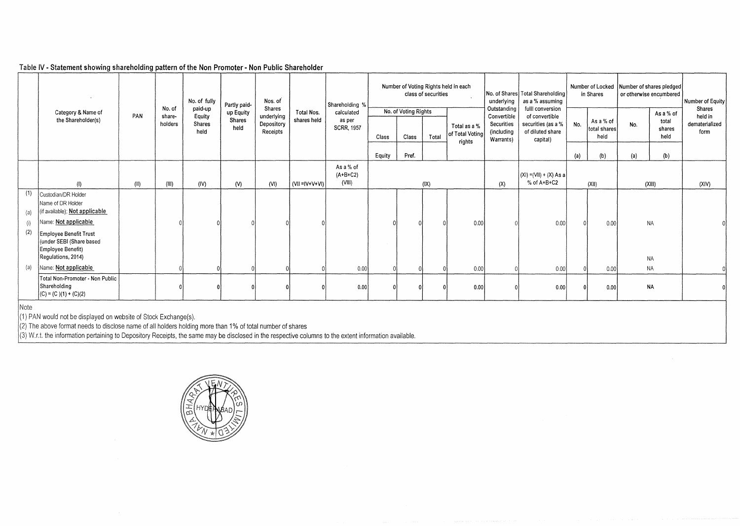## Table IV - Statement showing shareholding pattern of the Non Promoter - Non Public Shareholder

| | Category & Name of the Shareholder(s) | PAN | No. of share-holders | No. of fully paid-up Equity Shares held | Partly paid-up Equity Shares held | Nos. of Shares underlying Depository Receipts | Total Nos. shares held | Shareholding % calculated as per SCRR, 1957 | Number of Voting Rights held in each class of securities | | | | No. of Shares underlying Outstanding Convertible Securities (including Warrants) | Total Shareholding as a % assuming fulll conversion of convertible securities (as a % of diluted share capital) | Number of Locked in Shares | | Number of shares pledged or otherwise encumbered | | Number of Equity Shares held in dematerialized form |
|---|---|---|---|---|---|---|---|---|---|---|---|---|---|---|---|---|---|---|---|
| | | | | | | | | | No. of Voting Rights | | | Total as a % of Total Voting rights | | | No. | As a % of total shares held | No. | As a % total shares held | |
| | | | | | | | | | Class Equity | Class Pref. | Total | | | | (a) | (b) | (a) | (b) | |
| | (I) | (II) | (III) | (IV) | (V) | (VI) | (VII =IV+V+VI) | As a % of (A+B+C2) (VIII) | (IX) | | | | (X) | (XI) =(VII) + (X) As a % of A+B+C2 | (XII) | | (XIII) | | (XIV) |
| (1) | Custodian/DR Holder | | | | | | | | | | | | | | | | | | |
| (a) | Name of DR Holder (if available); **Not applicable** | | | | | | | | | | | | | | | | | | |
| (i) | Name: **Not applicable** | | 0 | 0 | 0 | 0 | 0 | | 0 | 0 | 0 | 0.00 | 0 | 0.00 | 0 | 0.00 | NA | | 0 |
| (2) | Employee Benefit Trust (under SEBI (Share based Employee Benefit) Regulations, 2014) | | | | | | | | | | | | | | | | NA | | |
| (a) | Name: **Not applicable** | | 0 | 0 | 0 | 0 | 0 | 0.00 | 0 | 0 | 0 | 0.00 | 0 | 0.00 | 0 | 0.00 | NA | | 0 |
| | Total Non-Promoter - Non Public Shareholding (C) = (C )(1) + (C)(2) | | 0 | 0 | 0 | 0 | 0 | 0.00 | 0 | 0 | 0 | 0.00 | 0 | 0.00 | 0 | 0.00 | NA | | 0 |

Note

(1) PAN would not be displayed on website of Stock Exchange(s).

(2) The above format needs to disclose name of all holders holding more than 1% of total number of shares

(3) W.r.t. the information pertaining to Depository Receipts, the same may be disclosed in the respective columns to the extent information available.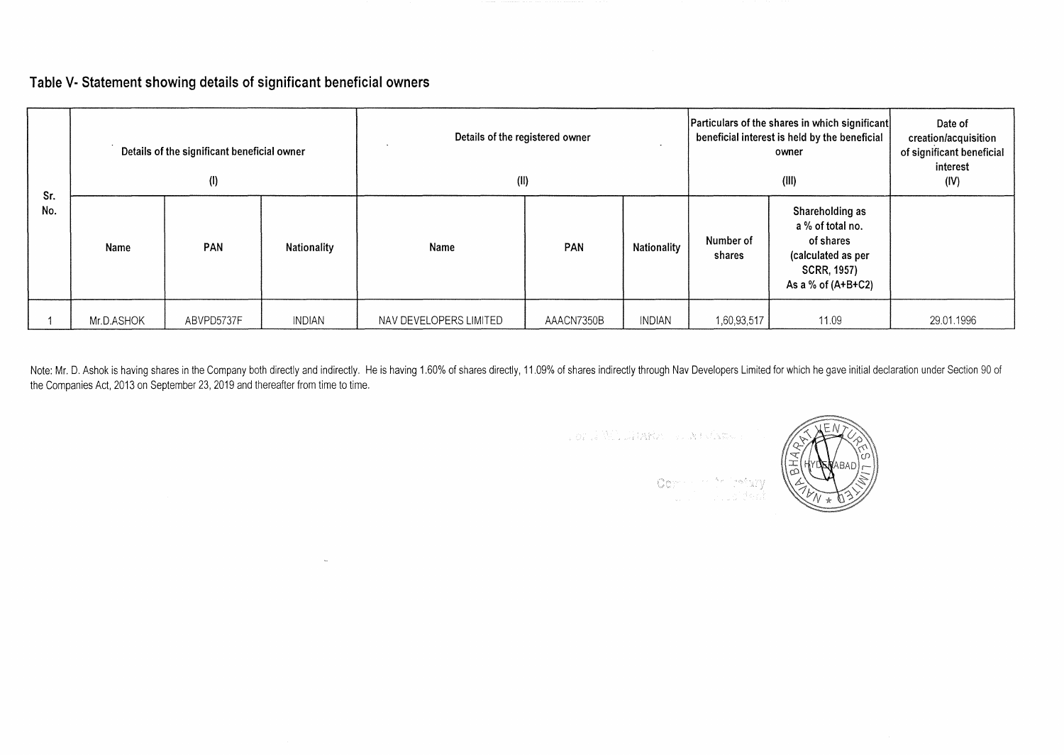## Table V- Statement showing details of significant beneficial owners

| Sr. No. | Details of the significant beneficial owner (I) | | | Details of the registered owner (II) | | | Particulars of the shares in which significant beneficial interest is held by the beneficial owner (III) | | Date of creation/acquisition of significant beneficial interest (IV) |
|---|---|---|---|---|---|---|---|---|---|
| | Name | PAN | Nationality | Name | PAN | Nationality | Number of shares | Shareholding as a % of total no. of shares (calculated as per SCRR, 1957) As a % of (A+B+C2) | |
| 1 | Mr.D.ASHOK | ABVPD5737F | INDIAN | NAV DEVELOPERS LIMITED | AAACN7350B | INDIAN | 1,60,93,517 | 11.09 | 29.01.1996 |

Note: Mr. D. Ashok is having shares in the Company both directly and indirectly. He is having 1.60% of shares directly, 11.09% of shares indirectly through Nav Developers Limited for which he gave initial declaration under Section 90 of the Companies Act, 2013 on September 23, 2019 and thereafter from time to time.